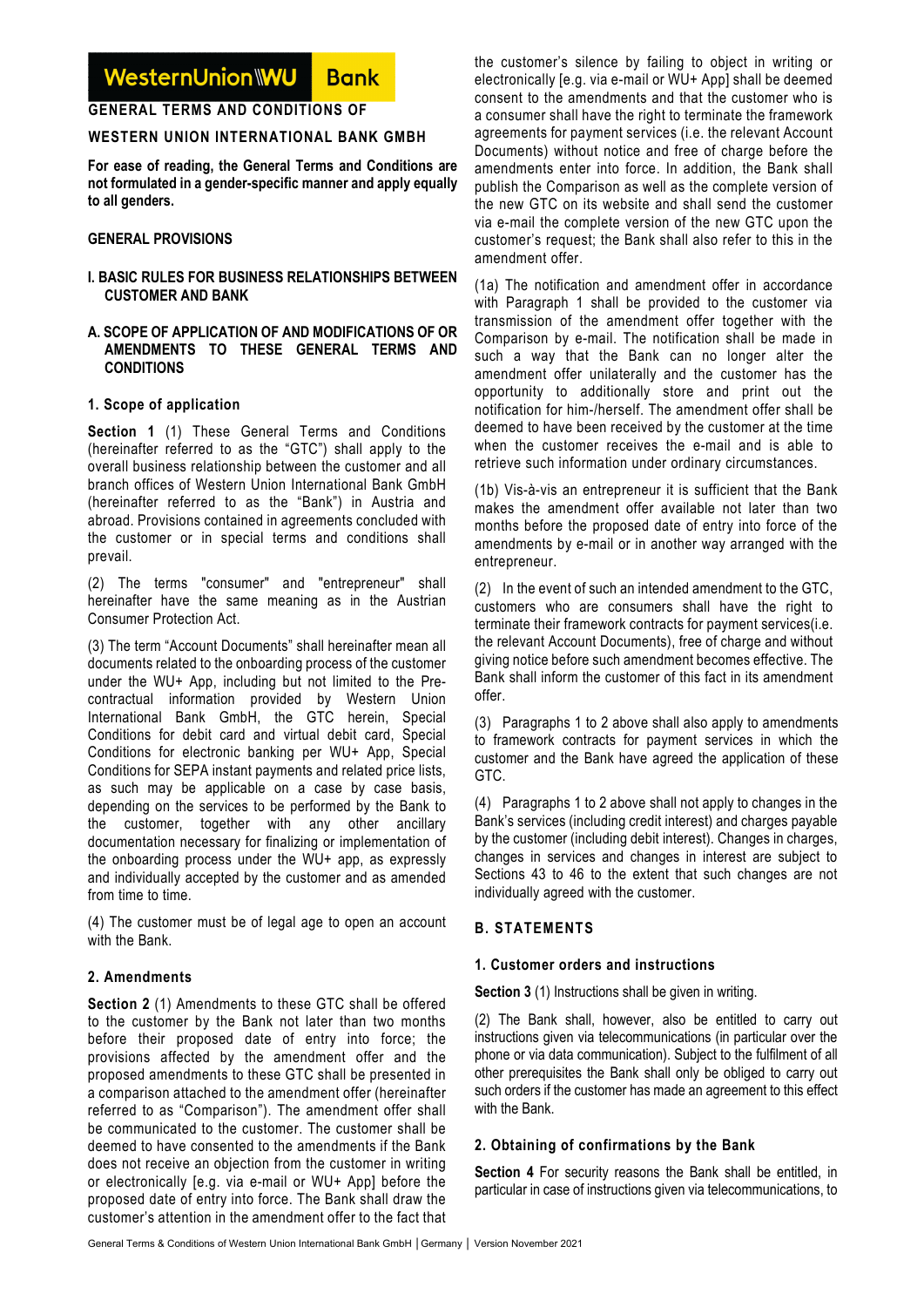WesternUnion\\WU Bank

# GENERAL TERMS AND CONDITIONS OF WESTERN UNION INTERNATIONAL BANK GMBH

**For ease of reading, the General Terms and Conditions are not formulated in a gender-specific manner and apply equally to all genders.**

## GENERAL PROVISIONS

## I. BASIC RULES FOR BUSINESS RELATIONSHIPS BETWEEN CUSTOMER AND BANK

### A. SCOPE OF APPLICATION OF AND MODIFICATIONS OF OR AMENDMENTS TO THESE GENERAL TERMS AND CONDITIONS

#### 1. Scope of application

**Section 1** (1) These General Terms and Conditions (hereinafter referred to as the "GTC") shall apply to the overall business relationship between the customer and all branch offices of Western Union International Bank GmbH (hereinafter referred to as the "Bank") in Austria and abroad. Provisions contained in agreements concluded with the customer or in special terms and conditions shall prevail.

(2) The terms "consumer" and "entrepreneur" shall hereinafter have the same meaning as in the Austrian Consumer Protection Act.

(3) The term "Account Documents" shall hereinafter mean all documents related to the onboarding process of the customer under the WU+ App, including but not limited to the Pre-contractual information provided by Western Union International Bank GmbH, the GTC herein, Special Conditions for debit card and virtual debit card, Special Conditions for electronic banking per WU+ App, Special Conditions for SEPA instant payments and related price lists, as such may be applicable on a case by case basis, depending on the services to be performed by the Bank to the customer, together with any other ancillary documentation necessary for finalizing or implementation of the onboarding process under the WU+ app, as expressly and individually accepted by the customer and as amended from time to time.

(4) The customer must be of legal age to open an account with the Bank.

#### 2. Amendments

**Section 2** (1) Amendments to these GTC shall be offered to the customer by the Bank not later than two months before their proposed date of entry into force; the provisions affected by the amendment offer and the proposed amendments to these GTC shall be presented in a comparison attached to the amendment offer (hereinafter referred to as "Comparison"). The amendment offer shall be communicated to the customer. The customer shall be deemed to have consented to the amendments if the Bank does not receive an objection from the customer in writing or electronically [e.g. via e-mail or WU+ App] before the proposed date of entry into force. The Bank shall draw the customer's attention in the amendment offer to the fact that the customer's silence by failing to object in writing or electronically [e.g. via e-mail or WU+ App] shall be deemed consent to the amendments and that the customer who is a consumer shall have the right to terminate the framework agreements for payment services (i.e. the relevant Account Documents) without notice and free of charge before the amendments enter into force. In addition, the Bank shall publish the Comparison as well as the complete version of the new GTC on its website and shall send the customer via e-mail the complete version of the new GTC upon the customer's request; the Bank shall also refer to this in the amendment offer.

(1a) The notification and amendment offer in accordance with Paragraph 1 shall be provided to the customer via transmission of the amendment offer together with the Comparison by e-mail. The notification shall be made in such a way that the Bank can no longer alter the amendment offer unilaterally and the customer has the opportunity to additionally store and print out the notification for him-/herself. The amendment offer shall be deemed to have been received by the customer at the time when the customer receives the e-mail and is able to retrieve such information under ordinary circumstances.

(1b) Vis-à-vis an entrepreneur it is sufficient that the Bank makes the amendment offer available not later than two months before the proposed date of entry into force of the amendments by e-mail or in another way arranged with the entrepreneur.

(2) In the event of such an intended amendment to the GTC, customers who are consumers shall have the right to terminate their framework contracts for payment services(i.e. the relevant Account Documents), free of charge and without giving notice before such amendment becomes effective. The Bank shall inform the customer of this fact in its amendment offer.

(3) Paragraphs 1 to 2 above shall also apply to amendments to framework contracts for payment services in which the customer and the Bank have agreed the application of these GTC.

(4) Paragraphs 1 to 2 above shall not apply to changes in the Bank's services (including credit interest) and charges payable by the customer (including debit interest). Changes in charges, changes in services and changes in interest are subject to Sections 43 to 46 to the extent that such changes are not individually agreed with the customer.

### B. STATEMENTS

#### 1. Customer orders and instructions

**Section 3** (1) Instructions shall be given in writing.

(2) The Bank shall, however, also be entitled to carry out instructions given via telecommunications (in particular over the phone or via data communication). Subject to the fulfilment of all other prerequisites the Bank shall only be obliged to carry out such orders if the customer has made an agreement to this effect with the Bank.

#### 2. Obtaining of confirmations by the Bank

**Section 4** For security reasons the Bank shall be entitled, in particular in case of instructions given via telecommunications, to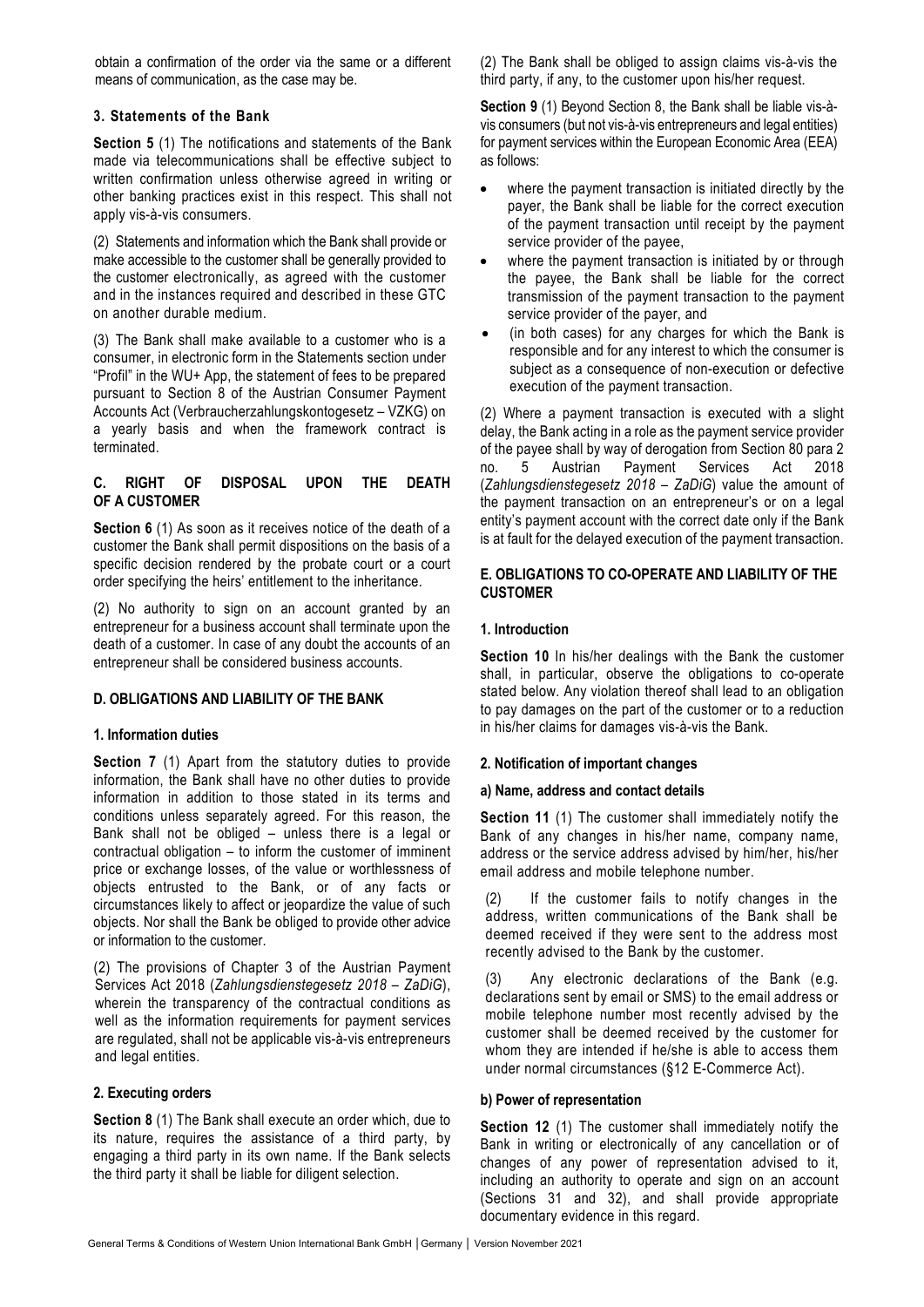obtain a confirmation of the order via the same or a different means of communication, as the case may be.

### 3. Statements of the Bank

**Section 5** (1) The notifications and statements of the Bank made via telecommunications shall be effective subject to written confirmation unless otherwise agreed in writing or other banking practices exist in this respect. This shall not apply vis-à-vis consumers.

(2) Statements and information which the Bank shall provide or make accessible to the customer shall be generally provided to the customer electronically, as agreed with the customer and in the instances required and described in these GTC on another durable medium.

(3) The Bank shall make available to a customer who is a consumer, in electronic form in the Statements section under "Profil" in the WU+ App, the statement of fees to be prepared pursuant to Section 8 of the Austrian Consumer Payment Accounts Act (Verbraucherzahlungskontogesetz – VZKG) on a yearly basis and when the framework contract is terminated.

## C. RIGHT OF DISPOSAL UPON THE DEATH OF A CUSTOMER

**Section 6** (1) As soon as it receives notice of the death of a customer the Bank shall permit dispositions on the basis of a specific decision rendered by the probate court or a court order specifying the heirs' entitlement to the inheritance.

(2) No authority to sign on an account granted by an entrepreneur for a business account shall terminate upon the death of a customer. In case of any doubt the accounts of an entrepreneur shall be considered business accounts.

## D. OBLIGATIONS AND LIABILITY OF THE BANK

### 1. Information duties

**Section 7** (1) Apart from the statutory duties to provide information, the Bank shall have no other duties to provide information in addition to those stated in its terms and conditions unless separately agreed. For this reason, the Bank shall not be obliged – unless there is a legal or contractual obligation – to inform the customer of imminent price or exchange losses, of the value or worthlessness of objects entrusted to the Bank, or of any facts or circumstances likely to affect or jeopardize the value of such objects. Nor shall the Bank be obliged to provide other advice or information to the customer.

(2) The provisions of Chapter 3 of the Austrian Payment Services Act 2018 (*Zahlungsdienstegesetz 2018 – ZaDiG*), wherein the transparency of the contractual conditions as well as the information requirements for payment services are regulated, shall not be applicable vis-à-vis entrepreneurs and legal entities.

### 2. Executing orders

**Section 8** (1) The Bank shall execute an order which, due to its nature, requires the assistance of a third party, by engaging a third party in its own name. If the Bank selects the third party it shall be liable for diligent selection.

(2) The Bank shall be obliged to assign claims vis-à-vis the third party, if any, to the customer upon his/her request.

**Section 9** (1) Beyond Section 8, the Bank shall be liable vis-à-vis consumers (but not vis-à-vis entrepreneurs and legal entities) for payment services within the European Economic Area (EEA) as follows:

- where the payment transaction is initiated directly by the payer, the Bank shall be liable for the correct execution of the payment transaction until receipt by the payment service provider of the payee,
- where the payment transaction is initiated by or through the payee, the Bank shall be liable for the correct transmission of the payment transaction to the payment service provider of the payer, and
- (in both cases) for any charges for which the Bank is responsible and for any interest to which the consumer is subject as a consequence of non-execution or defective execution of the payment transaction.

(2) Where a payment transaction is executed with a slight delay, the Bank acting in a role as the payment service provider of the payee shall by way of derogation from Section 80 para 2 no. 5 Austrian Payment Services Act 2018 (*Zahlungsdienstegesetz 2018 – ZaDiG*) value the amount of the payment transaction on an entrepreneur's or on a legal entity's payment account with the correct date only if the Bank is at fault for the delayed execution of the payment transaction.

## E. OBLIGATIONS TO CO-OPERATE AND LIABILITY OF THE CUSTOMER

### 1. Introduction

**Section 10** In his/her dealings with the Bank the customer shall, in particular, observe the obligations to co-operate stated below. Any violation thereof shall lead to an obligation to pay damages on the part of the customer or to a reduction in his/her claims for damages vis-à-vis the Bank.

### 2. Notification of important changes

#### a) Name, address and contact details

**Section 11** (1) The customer shall immediately notify the Bank of any changes in his/her name, company name, address or the service address advised by him/her, his/her email address and mobile telephone number.

(2) If the customer fails to notify changes in the address, written communications of the Bank shall be deemed received if they were sent to the address most recently advised to the Bank by the customer.

(3) Any electronic declarations of the Bank (e.g. declarations sent by email or SMS) to the email address or mobile telephone number most recently advised by the customer shall be deemed received by the customer for whom they are intended if he/she is able to access them under normal circumstances (§12 E-Commerce Act).

#### b) Power of representation

**Section 12** (1) The customer shall immediately notify the Bank in writing or electronically of any cancellation or of changes of any power of representation advised to it, including an authority to operate and sign on an account (Sections 31 and 32), and shall provide appropriate documentary evidence in this regard.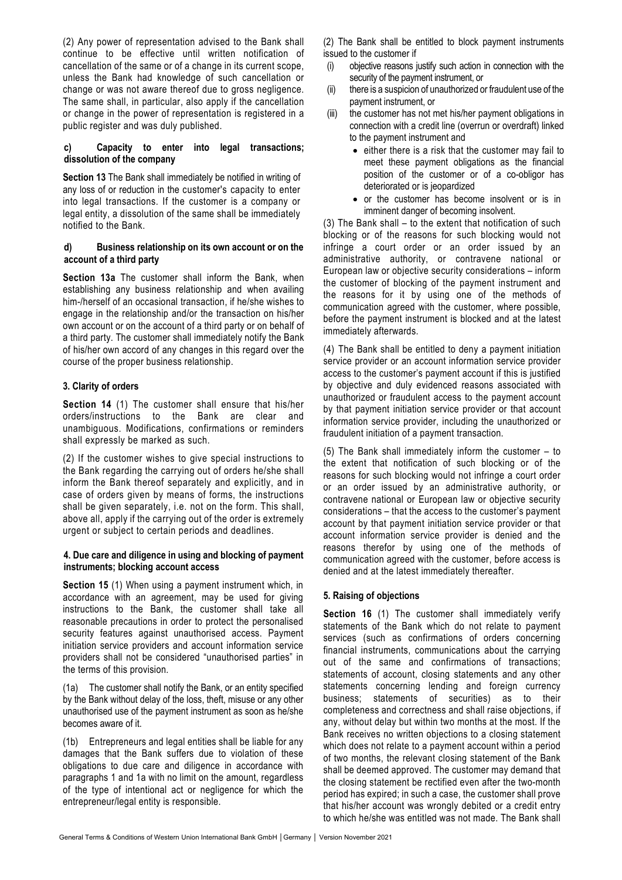(2) Any power of representation advised to the Bank shall continue to be effective until written notification of cancellation of the same or of a change in its current scope, unless the Bank had knowledge of such cancellation or change or was not aware thereof due to gross negligence. The same shall, in particular, also apply if the cancellation or change in the power of representation is registered in a public register and was duly published.

#### c) Capacity to enter into legal transactions; dissolution of the company

**Section 13** The Bank shall immediately be notified in writing of any loss of or reduction in the customer's capacity to enter into legal transactions. If the customer is a company or legal entity, a dissolution of the same shall be immediately notified to the Bank.

#### d) Business relationship on its own account or on the account of a third party

**Section 13a** The customer shall inform the Bank, when establishing any business relationship and when availing him-/herself of an occasional transaction, if he/she wishes to engage in the relationship and/or the transaction on his/her own account or on the account of a third party or on behalf of a third party. The customer shall immediately notify the Bank of his/her own accord of any changes in this regard over the course of the proper business relationship.

### 3. Clarity of orders

**Section 14** (1) The customer shall ensure that his/her orders/instructions to the Bank are clear and unambiguous. Modifications, confirmations or reminders shall expressly be marked as such.

(2) If the customer wishes to give special instructions to the Bank regarding the carrying out of orders he/she shall inform the Bank thereof separately and explicitly, and in case of orders given by means of forms, the instructions shall be given separately, i.e. not on the form. This shall, above all, apply if the carrying out of the order is extremely urgent or subject to certain periods and deadlines.

### 4. Due care and diligence in using and blocking of payment instruments; blocking account access

**Section 15** (1) When using a payment instrument which, in accordance with an agreement, may be used for giving instructions to the Bank, the customer shall take all reasonable precautions in order to protect the personalised security features against unauthorised access. Payment initiation service providers and account information service providers shall not be considered "unauthorised parties" in the terms of this provision.

(1a) The customer shall notify the Bank, or an entity specified by the Bank without delay of the loss, theft, misuse or any other unauthorised use of the payment instrument as soon as he/she becomes aware of it.

(1b) Entrepreneurs and legal entities shall be liable for any damages that the Bank suffers due to violation of these obligations to due care and diligence in accordance with paragraphs 1 and 1a with no limit on the amount, regardless of the type of intentional act or negligence for which the entrepreneur/legal entity is responsible.

(2) The Bank shall be entitled to block payment instruments issued to the customer if

(i) objective reasons justify such action in connection with the security of the payment instrument, or
(ii) there is a suspicion of unauthorized or fraudulent use of the payment instrument, or
(iii) the customer has not met his/her payment obligations in connection with a credit line (overrun or overdraft) linked to the payment instrument and
   - either there is a risk that the customer may fail to meet these payment obligations as the financial position of the customer or of a co-obligor has deteriorated or is jeopardized
   - or the customer has become insolvent or is in imminent danger of becoming insolvent.

(3) The Bank shall – to the extent that notification of such blocking or of the reasons for such blocking would not infringe a court order or an order issued by an administrative authority, or contravene national or European law or objective security considerations – inform the customer of blocking of the payment instrument and the reasons for it by using one of the methods of communication agreed with the customer, where possible, before the payment instrument is blocked and at the latest immediately afterwards.

(4) The Bank shall be entitled to deny a payment initiation service provider or an account information service provider access to the customer's payment account if this is justified by objective and duly evidenced reasons associated with unauthorized or fraudulent access to the payment account by that payment initiation service provider or that account information service provider, including the unauthorized or fraudulent initiation of a payment transaction.

(5) The Bank shall immediately inform the customer – to the extent that notification of such blocking or of the reasons for such blocking would not infringe a court order or an order issued by an administrative authority, or contravene national or European law or objective security considerations – that the access to the customer's payment account by that payment initiation service provider or that account information service provider is denied and the reasons therefor by using one of the methods of communication agreed with the customer, before access is denied and at the latest immediately thereafter.

### 5. Raising of objections

**Section 16** (1) The customer shall immediately verify statements of the Bank which do not relate to payment services (such as confirmations of orders concerning financial instruments, communications about the carrying out of the same and confirmations of transactions; statements of account, closing statements and any other statements concerning lending and foreign currency business; statements of securities) as to their completeness and correctness and shall raise objections, if any, without delay but within two months at the most. If the Bank receives no written objections to a closing statement which does not relate to a payment account within a period of two months, the relevant closing statement of the Bank shall be deemed approved. The customer may demand that the closing statement be rectified even after the two-month period has expired; in such a case, the customer shall prove that his/her account was wrongly debited or a credit entry to which he/she was entitled was not made. The Bank shall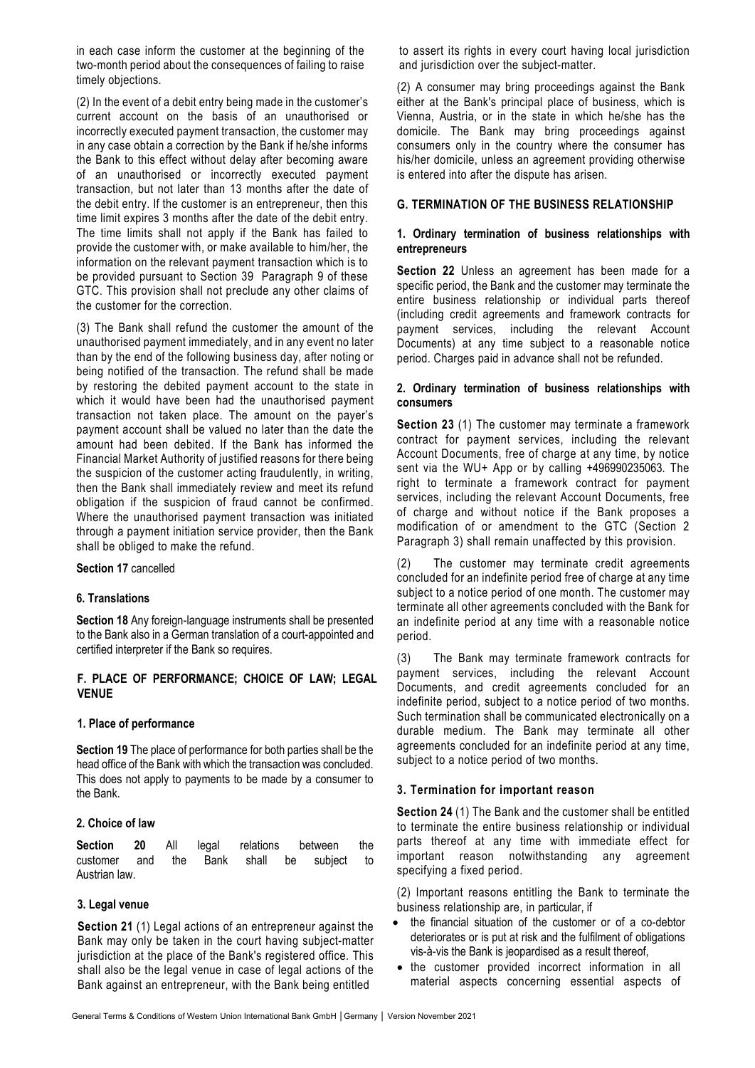in each case inform the customer at the beginning of the two-month period about the consequences of failing to raise timely objections.

(2) In the event of a debit entry being made in the customer's current account on the basis of an unauthorised or incorrectly executed payment transaction, the customer may in any case obtain a correction by the Bank if he/she informs the Bank to this effect without delay after becoming aware of an unauthorised or incorrectly executed payment transaction, but not later than 13 months after the date of the debit entry. If the customer is an entrepreneur, then this time limit expires 3 months after the date of the debit entry. The time limits shall not apply if the Bank has failed to provide the customer with, or make available to him/her, the information on the relevant payment transaction which is to be provided pursuant to Section 39 Paragraph 9 of these GTC. This provision shall not preclude any other claims of the customer for the correction.

(3) The Bank shall refund the customer the amount of the unauthorised payment immediately, and in any event no later than by the end of the following business day, after noting or being notified of the transaction. The refund shall be made by restoring the debited payment account to the state in which it would have been had the unauthorised payment transaction not taken place. The amount on the payer's payment account shall be valued no later than the date the amount had been debited. If the Bank has informed the Financial Market Authority of justified reasons for there being the suspicion of the customer acting fraudulently, in writing, then the Bank shall immediately review and meet its refund obligation if the suspicion of fraud cannot be confirmed. Where the unauthorised payment transaction was initiated through a payment initiation service provider, then the Bank shall be obliged to make the refund.

**Section 17** cancelled

### 6. Translations

**Section 18** Any foreign-language instruments shall be presented to the Bank also in a German translation of a court-appointed and certified interpreter if the Bank so requires.

## F. PLACE OF PERFORMANCE; CHOICE OF LAW; LEGAL VENUE

### 1. Place of performance

**Section 19** The place of performance for both parties shall be the head office of the Bank with which the transaction was concluded. This does not apply to payments to be made by a consumer to the Bank.

### 2. Choice of law

**Section 20** All legal relations between the customer and the Bank shall be subject to Austrian law.

### 3. Legal venue

**Section 21** (1) Legal actions of an entrepreneur against the Bank may only be taken in the court having subject-matter jurisdiction at the place of the Bank's registered office. This shall also be the legal venue in case of legal actions of the Bank against an entrepreneur, with the Bank being entitled to assert its rights in every court having local jurisdiction and jurisdiction over the subject-matter.

(2) A consumer may bring proceedings against the Bank either at the Bank's principal place of business, which is Vienna, Austria, or in the state in which he/she has the domicile. The Bank may bring proceedings against consumers only in the country where the consumer has his/her domicile, unless an agreement providing otherwise is entered into after the dispute has arisen.

## G. TERMINATION OF THE BUSINESS RELATIONSHIP

### 1. Ordinary termination of business relationships with entrepreneurs

**Section 22** Unless an agreement has been made for a specific period, the Bank and the customer may terminate the entire business relationship or individual parts thereof (including credit agreements and framework contracts for payment services, including the relevant Account Documents) at any time subject to a reasonable notice period. Charges paid in advance shall not be refunded.

### 2. Ordinary termination of business relationships with consumers

**Section 23** (1) The customer may terminate a framework contract for payment services, including the relevant Account Documents, free of charge at any time, by notice sent via the WU+ App or by calling +496990235063. The right to terminate a framework contract for payment services, including the relevant Account Documents, free of charge and without notice if the Bank proposes a modification of or amendment to the GTC (Section 2 Paragraph 3) shall remain unaffected by this provision.

(2) The customer may terminate credit agreements concluded for an indefinite period free of charge at any time subject to a notice period of one month. The customer may terminate all other agreements concluded with the Bank for an indefinite period at any time with a reasonable notice period.

(3) The Bank may terminate framework contracts for payment services, including the relevant Account Documents, and credit agreements concluded for an indefinite period, subject to a notice period of two months. Such termination shall be communicated electronically on a durable medium. The Bank may terminate all other agreements concluded for an indefinite period at any time, subject to a notice period of two months.

### 3. Termination for important reason

**Section 24** (1) The Bank and the customer shall be entitled to terminate the entire business relationship or individual parts thereof at any time with immediate effect for important reason notwithstanding any agreement specifying a fixed period.

(2) Important reasons entitling the Bank to terminate the business relationship are, in particular, if

- the financial situation of the customer or of a co-debtor deteriorates or is put at risk and the fulfilment of obligations vis-à-vis the Bank is jeopardised as a result thereof,
- the customer provided incorrect information in all material aspects concerning essential aspects of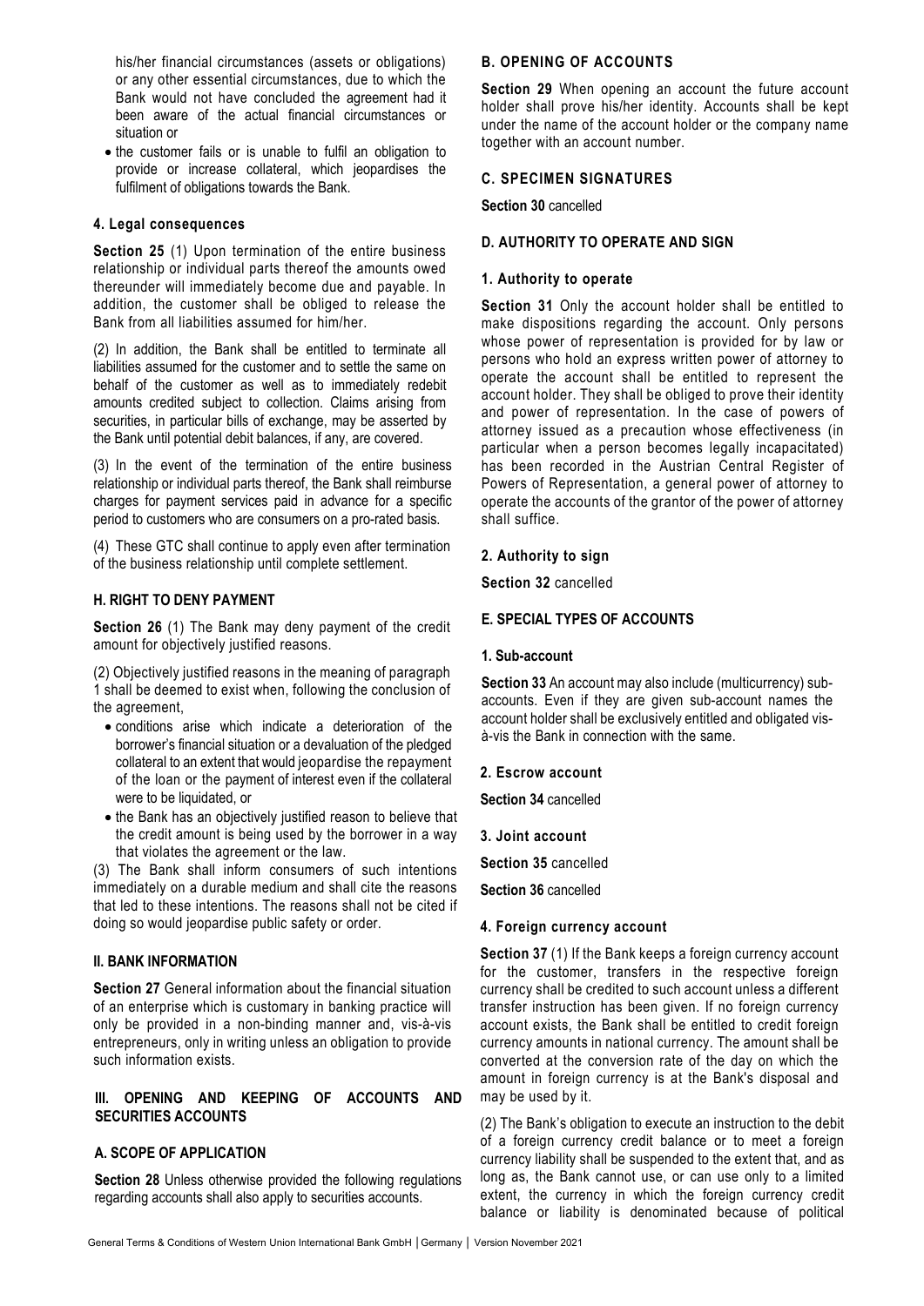his/her financial circumstances (assets or obligations) or any other essential circumstances, due to which the Bank would not have concluded the agreement had it been aware of the actual financial circumstances or situation or

- the customer fails or is unable to fulfil an obligation to provide or increase collateral, which jeopardises the fulfilment of obligations towards the Bank.

#### 4. Legal consequences

**Section 25** (1) Upon termination of the entire business relationship or individual parts thereof the amounts owed thereunder will immediately become due and payable. In addition, the customer shall be obliged to release the Bank from all liabilities assumed for him/her.

(2) In addition, the Bank shall be entitled to terminate all liabilities assumed for the customer and to settle the same on behalf of the customer as well as to immediately redebit amounts credited subject to collection. Claims arising from securities, in particular bills of exchange, may be asserted by the Bank until potential debit balances, if any, are covered.

(3) In the event of the termination of the entire business relationship or individual parts thereof, the Bank shall reimburse charges for payment services paid in advance for a specific period to customers who are consumers on a pro-rated basis.

(4) These GTC shall continue to apply even after termination of the business relationship until complete settlement.

### H. RIGHT TO DENY PAYMENT

**Section 26** (1) The Bank may deny payment of the credit amount for objectively justified reasons.

(2) Objectively justified reasons in the meaning of paragraph 1 shall be deemed to exist when, following the conclusion of the agreement,

- conditions arise which indicate a deterioration of the borrower's financial situation or a devaluation of the pledged collateral to an extent that would jeopardise the repayment of the loan or the payment of interest even if the collateral were to be liquidated, or
- the Bank has an objectively justified reason to believe that the credit amount is being used by the borrower in a way that violates the agreement or the law.

(3) The Bank shall inform consumers of such intentions immediately on a durable medium and shall cite the reasons that led to these intentions. The reasons shall not be cited if doing so would jeopardise public safety or order.

## II. BANK INFORMATION

**Section 27** General information about the financial situation of an enterprise which is customary in banking practice will only be provided in a non-binding manner and, vis-à-vis entrepreneurs, only in writing unless an obligation to provide such information exists.

## III. OPENING AND KEEPING OF ACCOUNTS AND SECURITIES ACCOUNTS

### A. SCOPE OF APPLICATION

**Section 28** Unless otherwise provided the following regulations regarding accounts shall also apply to securities accounts.

### B. OPENING OF ACCOUNTS

**Section 29** When opening an account the future account holder shall prove his/her identity. Accounts shall be kept under the name of the account holder or the company name together with an account number.

### C. SPECIMEN SIGNATURES

**Section 30** cancelled

### D. AUTHORITY TO OPERATE AND SIGN

#### 1. Authority to operate

**Section 31** Only the account holder shall be entitled to make dispositions regarding the account. Only persons whose power of representation is provided for by law or persons who hold an express written power of attorney to operate the account shall be entitled to represent the account holder. They shall be obliged to prove their identity and power of representation. In the case of powers of attorney issued as a precaution whose effectiveness (in particular when a person becomes legally incapacitated) has been recorded in the Austrian Central Register of Powers of Representation, a general power of attorney to operate the accounts of the grantor of the power of attorney shall suffice.

#### 2. Authority to sign

**Section 32** cancelled

### E. SPECIAL TYPES OF ACCOUNTS

#### 1. Sub-account

**Section 33** An account may also include (multicurrency) sub-accounts. Even if they are given sub-account names the account holder shall be exclusively entitled and obligated vis-à-vis the Bank in connection with the same.

#### 2. Escrow account

**Section 34** cancelled

#### 3. Joint account

**Section 35** cancelled

**Section 36** cancelled

#### 4. Foreign currency account

**Section 37** (1) If the Bank keeps a foreign currency account for the customer, transfers in the respective foreign currency shall be credited to such account unless a different transfer instruction has been given. If no foreign currency account exists, the Bank shall be entitled to credit foreign currency amounts in national currency. The amount shall be converted at the conversion rate of the day on which the amount in foreign currency is at the Bank's disposal and may be used by it.

(2) The Bank's obligation to execute an instruction to the debit of a foreign currency credit balance or to meet a foreign currency liability shall be suspended to the extent that, and as long as, the Bank cannot use, or can use only to a limited extent, the currency in which the foreign currency credit balance or liability is denominated because of political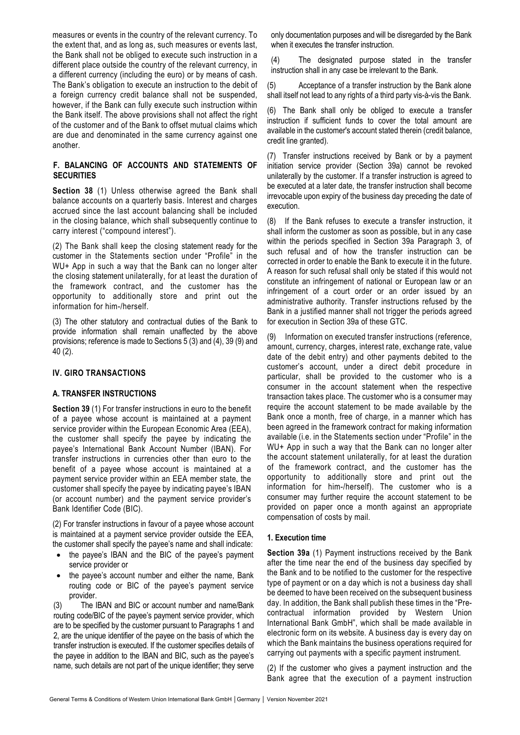measures or events in the country of the relevant currency. To the extent that, and as long as, such measures or events last, the Bank shall not be obliged to execute such instruction in a different place outside the country of the relevant currency, in a different currency (including the euro) or by means of cash. The Bank's obligation to execute an instruction to the debit of a foreign currency credit balance shall not be suspended, however, if the Bank can fully execute such instruction within the Bank itself. The above provisions shall not affect the right of the customer and of the Bank to offset mutual claims which are due and denominated in the same currency against one another.

### F. BALANCING OF ACCOUNTS AND STATEMENTS OF SECURITIES

**Section 38** (1) Unless otherwise agreed the Bank shall balance accounts on a quarterly basis. Interest and charges accrued since the last account balancing shall be included in the closing balance, which shall subsequently continue to carry interest ("compound interest").

(2) The Bank shall keep the closing statement ready for the customer in the Statements section under "Profile" in the WU+ App in such a way that the Bank can no longer alter the closing statement unilaterally, for at least the duration of the framework contract, and the customer has the opportunity to additionally store and print out the information for him-/herself.

(3) The other statutory and contractual duties of the Bank to provide information shall remain unaffected by the above provisions; reference is made to Sections 5 (3) and (4), 39 (9) and 40 (2).

## IV. GIRO TRANSACTIONS

### A. TRANSFER INSTRUCTIONS

**Section 39** (1) For transfer instructions in euro to the benefit of a payee whose account is maintained at a payment service provider within the European Economic Area (EEA), the customer shall specify the payee by indicating the payee's International Bank Account Number (IBAN). For transfer instructions in currencies other than euro to the benefit of a payee whose account is maintained at a payment service provider within an EEA member state, the customer shall specify the payee by indicating payee's IBAN (or account number) and the payment service provider's Bank Identifier Code (BIC).

(2) For transfer instructions in favour of a payee whose account is maintained at a payment service provider outside the EEA, the customer shall specify the payee's name and shall indicate:

- the payee's IBAN and the BIC of the payee's payment service provider or
- the payee's account number and either the name, Bank routing code or BIC of the payee's payment service provider.

(3) The IBAN and BIC or account number and name/Bank routing code/BIC of the payee's payment service provider, which are to be specified by the customer pursuant to Paragraphs 1 and 2, are the unique identifier of the payee on the basis of which the transfer instruction is executed. If the customer specifies details of the payee in addition to the IBAN and BIC, such as the payee's name, such details are not part of the unique identifier; they serve only documentation purposes and will be disregarded by the Bank when it executes the transfer instruction.

(4) The designated purpose stated in the transfer instruction shall in any case be irrelevant to the Bank.

(5) Acceptance of a transfer instruction by the Bank alone shall itself not lead to any rights of a third party vis-à-vis the Bank.

(6) The Bank shall only be obliged to execute a transfer instruction if sufficient funds to cover the total amount are available in the customer's account stated therein (credit balance, credit line granted).

(7) Transfer instructions received by Bank or by a payment initiation service provider (Section 39a) cannot be revoked unilaterally by the customer. If a transfer instruction is agreed to be executed at a later date, the transfer instruction shall become irrevocable upon expiry of the business day preceding the date of execution.

(8) If the Bank refuses to execute a transfer instruction, it shall inform the customer as soon as possible, but in any case within the periods specified in Section 39a Paragraph 3, of such refusal and of how the transfer instruction can be corrected in order to enable the Bank to execute it in the future. A reason for such refusal shall only be stated if this would not constitute an infringement of national or European law or an infringement of a court order or an order issued by an administrative authority. Transfer instructions refused by the Bank in a justified manner shall not trigger the periods agreed for execution in Section 39a of these GTC.

(9) Information on executed transfer instructions (reference, amount, currency, charges, interest rate, exchange rate, value date of the debit entry) and other payments debited to the customer's account, under a direct debit procedure in particular, shall be provided to the customer who is a consumer in the account statement when the respective transaction takes place. The customer who is a consumer may require the account statement to be made available by the Bank once a month, free of charge, in a manner which has been agreed in the framework contract for making information available (i.e. in the Statements section under "Profile" in the WU+ App in such a way that the Bank can no longer alter the account statement unilaterally, for at least the duration of the framework contract, and the customer has the opportunity to additionally store and print out the information for him-/herself). The customer who is a consumer may further require the account statement to be provided on paper once a month against an appropriate compensation of costs by mail.

#### 1. Execution time

**Section 39a** (1) Payment instructions received by the Bank after the time near the end of the business day specified by the Bank and to be notified to the customer for the respective type of payment or on a day which is not a business day shall be deemed to have been received on the subsequent business day. In addition, the Bank shall publish these times in the "Pre-contractual information provided by Western Union International Bank GmbH", which shall be made available in electronic form on its website. A business day is every day on which the Bank maintains the business operations required for carrying out payments with a specific payment instrument.

(2) If the customer who gives a payment instruction and the Bank agree that the execution of a payment instruction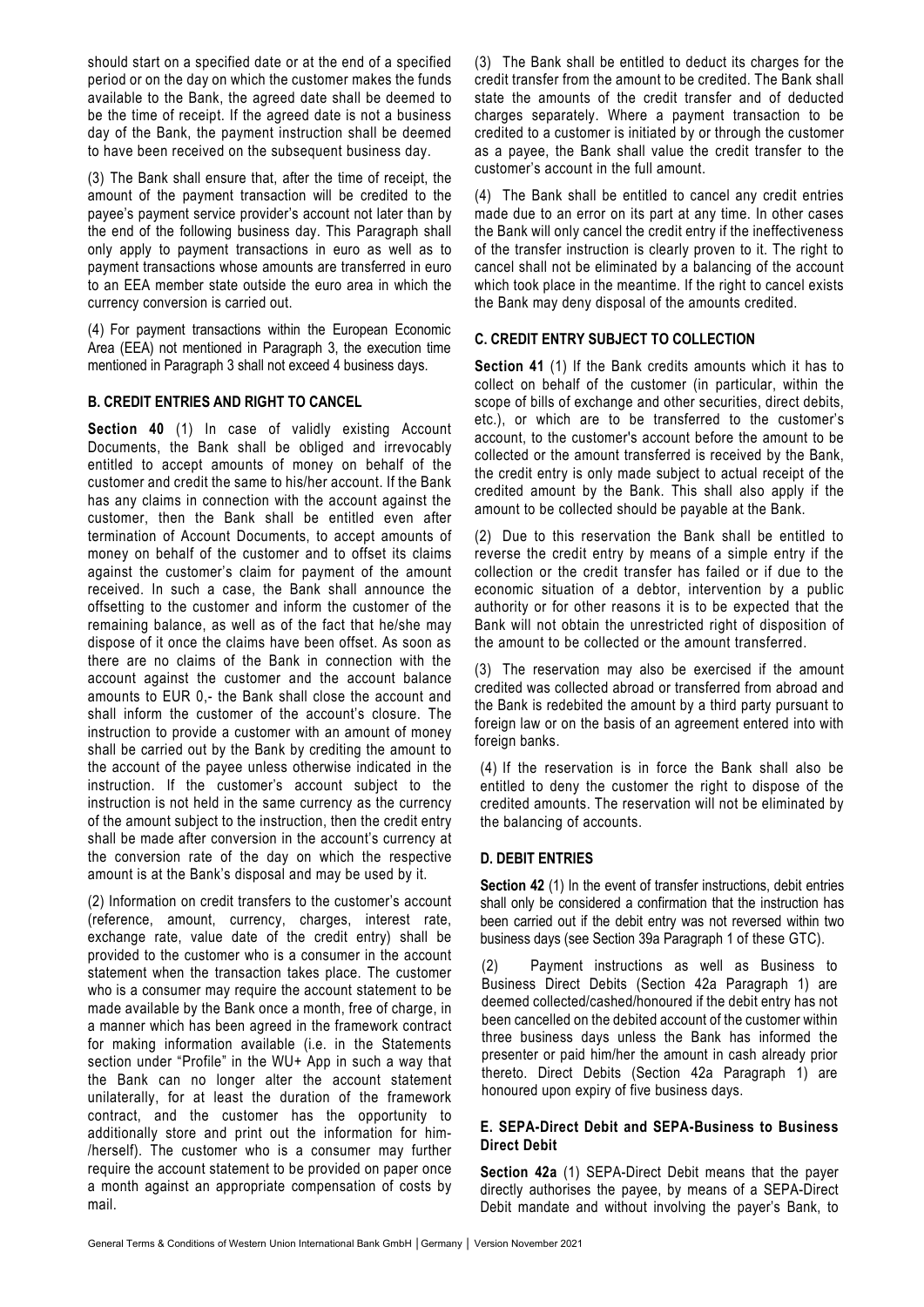should start on a specified date or at the end of a specified period or on the day on which the customer makes the funds available to the Bank, the agreed date shall be deemed to be the time of receipt. If the agreed date is not a business day of the Bank, the payment instruction shall be deemed to have been received on the subsequent business day.

(3) The Bank shall ensure that, after the time of receipt, the amount of the payment transaction will be credited to the payee's payment service provider's account not later than by the end of the following business day. This Paragraph shall only apply to payment transactions in euro as well as to payment transactions whose amounts are transferred in euro to an EEA member state outside the euro area in which the currency conversion is carried out.

(4) For payment transactions within the European Economic Area (EEA) not mentioned in Paragraph 3, the execution time mentioned in Paragraph 3 shall not exceed 4 business days.

### B. CREDIT ENTRIES AND RIGHT TO CANCEL

**Section 40** (1) In case of validly existing Account Documents, the Bank shall be obliged and irrevocably entitled to accept amounts of money on behalf of the customer and credit the same to his/her account. If the Bank has any claims in connection with the account against the customer, then the Bank shall be entitled even after termination of Account Documents, to accept amounts of money on behalf of the customer and to offset its claims against the customer's claim for payment of the amount received. In such a case, the Bank shall announce the offsetting to the customer and inform the customer of the remaining balance, as well as of the fact that he/she may dispose of it once the claims have been offset. As soon as there are no claims of the Bank in connection with the account against the customer and the account balance amounts to EUR 0,- the Bank shall close the account and shall inform the customer of the account's closure. The instruction to provide a customer with an amount of money shall be carried out by the Bank by crediting the amount to the account of the payee unless otherwise indicated in the instruction. If the customer's account subject to the instruction is not held in the same currency as the currency of the amount subject to the instruction, then the credit entry shall be made after conversion in the account's currency at the conversion rate of the day on which the respective amount is at the Bank's disposal and may be used by it.

(2) Information on credit transfers to the customer's account (reference, amount, currency, charges, interest rate, exchange rate, value date of the credit entry) shall be provided to the customer who is a consumer in the account statement when the transaction takes place. The customer who is a consumer may require the account statement to be made available by the Bank once a month, free of charge, in a manner which has been agreed in the framework contract for making information available (i.e. in the Statements section under "Profile" in the WU+ App in such a way that the Bank can no longer alter the account statement unilaterally, for at least the duration of the framework contract, and the customer has the opportunity to additionally store and print out the information for him-/herself). The customer who is a consumer may further require the account statement to be provided on paper once a month against an appropriate compensation of costs by mail.

(3) The Bank shall be entitled to deduct its charges for the credit transfer from the amount to be credited. The Bank shall state the amounts of the credit transfer and of deducted charges separately. Where a payment transaction to be credited to a customer is initiated by or through the customer as a payee, the Bank shall value the credit transfer to the customer's account in the full amount.

(4) The Bank shall be entitled to cancel any credit entries made due to an error on its part at any time. In other cases the Bank will only cancel the credit entry if the ineffectiveness of the transfer instruction is clearly proven to it. The right to cancel shall not be eliminated by a balancing of the account which took place in the meantime. If the right to cancel exists the Bank may deny disposal of the amounts credited.

### C. CREDIT ENTRY SUBJECT TO COLLECTION

**Section 41** (1) If the Bank credits amounts which it has to collect on behalf of the customer (in particular, within the scope of bills of exchange and other securities, direct debits, etc.), or which are to be transferred to the customer's account, to the customer's account before the amount to be collected or the amount transferred is received by the Bank, the credit entry is only made subject to actual receipt of the credited amount by the Bank. This shall also apply if the amount to be collected should be payable at the Bank.

(2) Due to this reservation the Bank shall be entitled to reverse the credit entry by means of a simple entry if the collection or the credit transfer has failed or if due to the economic situation of a debtor, intervention by a public authority or for other reasons it is to be expected that the Bank will not obtain the unrestricted right of disposition of the amount to be collected or the amount transferred.

(3) The reservation may also be exercised if the amount credited was collected abroad or transferred from abroad and the Bank is redebited the amount by a third party pursuant to foreign law or on the basis of an agreement entered into with foreign banks.

(4) If the reservation is in force the Bank shall also be entitled to deny the customer the right to dispose of the credited amounts. The reservation will not be eliminated by the balancing of accounts.

### D. DEBIT ENTRIES

**Section 42** (1) In the event of transfer instructions, debit entries shall only be considered a confirmation that the instruction has been carried out if the debit entry was not reversed within two business days (see Section 39a Paragraph 1 of these GTC).

(2) Payment instructions as well as Business to Business Direct Debits (Section 42a Paragraph 1) are deemed collected/cashed/honoured if the debit entry has not been cancelled on the debited account of the customer within three business days unless the Bank has informed the presenter or paid him/her the amount in cash already prior thereto. Direct Debits (Section 42a Paragraph 1) are honoured upon expiry of five business days.

### E. SEPA-Direct Debit and SEPA-Business to Business Direct Debit

**Section 42a** (1) SEPA-Direct Debit means that the payer directly authorises the payee, by means of a SEPA-Direct Debit mandate and without involving the payer's Bank, to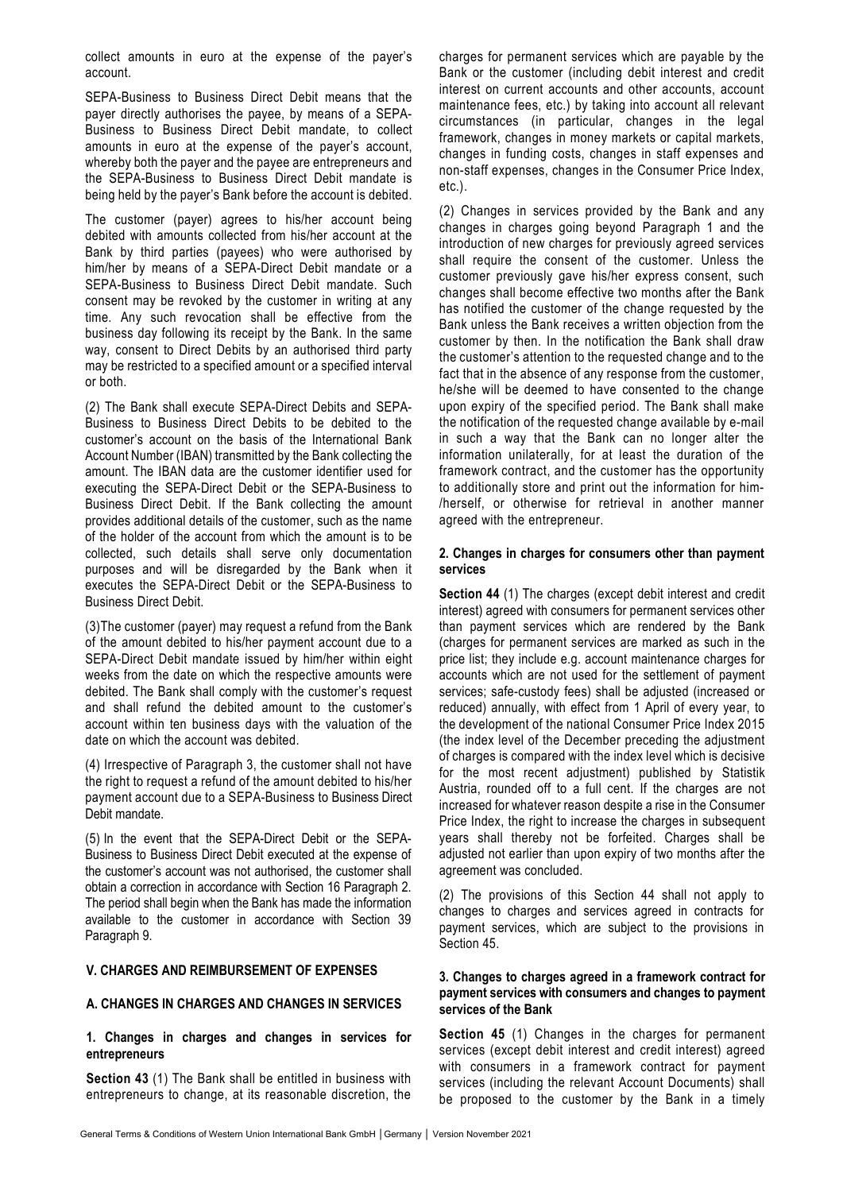collect amounts in euro at the expense of the payer's account.

SEPA-Business to Business Direct Debit means that the payer directly authorises the payee, by means of a SEPA-Business to Business Direct Debit mandate, to collect amounts in euro at the expense of the payer's account, whereby both the payer and the payee are entrepreneurs and the SEPA-Business to Business Direct Debit mandate is being held by the payer's Bank before the account is debited.

The customer (payer) agrees to his/her account being debited with amounts collected from his/her account at the Bank by third parties (payees) who were authorised by him/her by means of a SEPA-Direct Debit mandate or a SEPA-Business to Business Direct Debit mandate. Such consent may be revoked by the customer in writing at any time. Any such revocation shall be effective from the business day following its receipt by the Bank. In the same way, consent to Direct Debits by an authorised third party may be restricted to a specified amount or a specified interval or both.

(2) The Bank shall execute SEPA-Direct Debits and SEPA-Business to Business Direct Debits to be debited to the customer's account on the basis of the International Bank Account Number (IBAN) transmitted by the Bank collecting the amount. The IBAN data are the customer identifier used for executing the SEPA-Direct Debit or the SEPA-Business to Business Direct Debit. If the Bank collecting the amount provides additional details of the customer, such as the name of the holder of the account from which the amount is to be collected, such details shall serve only documentation purposes and will be disregarded by the Bank when it executes the SEPA-Direct Debit or the SEPA-Business to Business Direct Debit.

(3)The customer (payer) may request a refund from the Bank of the amount debited to his/her payment account due to a SEPA-Direct Debit mandate issued by him/her within eight weeks from the date on which the respective amounts were debited. The Bank shall comply with the customer's request and shall refund the debited amount to the customer's account within ten business days with the valuation of the date on which the account was debited.

(4) Irrespective of Paragraph 3, the customer shall not have the right to request a refund of the amount debited to his/her payment account due to a SEPA-Business to Business Direct Debit mandate.

(5) In the event that the SEPA-Direct Debit or the SEPA-Business to Business Direct Debit executed at the expense of the customer's account was not authorised, the customer shall obtain a correction in accordance with Section 16 Paragraph 2. The period shall begin when the Bank has made the information available to the customer in accordance with Section 39 Paragraph 9.

## V. CHARGES AND REIMBURSEMENT OF EXPENSES

### A. CHANGES IN CHARGES AND CHANGES IN SERVICES

#### 1. Changes in charges and changes in services for entrepreneurs

**Section 43** (1) The Bank shall be entitled in business with entrepreneurs to change, at its reasonable discretion, the charges for permanent services which are payable by the Bank or the customer (including debit interest and credit interest on current accounts and other accounts, account maintenance fees, etc.) by taking into account all relevant circumstances (in particular, changes in the legal framework, changes in money markets or capital markets, changes in funding costs, changes in staff expenses and non-staff expenses, changes in the Consumer Price Index, etc.).

(2) Changes in services provided by the Bank and any changes in charges going beyond Paragraph 1 and the introduction of new charges for previously agreed services shall require the consent of the customer. Unless the customer previously gave his/her express consent, such changes shall become effective two months after the Bank has notified the customer of the change requested by the Bank unless the Bank receives a written objection from the customer by then. In the notification the Bank shall draw the customer's attention to the requested change and to the fact that in the absence of any response from the customer, he/she will be deemed to have consented to the change upon expiry of the specified period. The Bank shall make the notification of the requested change available by e-mail in such a way that the Bank can no longer alter the information unilaterally, for at least the duration of the framework contract, and the customer has the opportunity to additionally store and print out the information for him-/herself, or otherwise for retrieval in another manner agreed with the entrepreneur.

#### 2. Changes in charges for consumers other than payment services

**Section 44** (1) The charges (except debit interest and credit interest) agreed with consumers for permanent services other than payment services which are rendered by the Bank (charges for permanent services are marked as such in the price list; they include e.g. account maintenance charges for accounts which are not used for the settlement of payment services; safe-custody fees) shall be adjusted (increased or reduced) annually, with effect from 1 April of every year, to the development of the national Consumer Price Index 2015 (the index level of the December preceding the adjustment of charges is compared with the index level which is decisive for the most recent adjustment) published by Statistik Austria, rounded off to a full cent. If the charges are not increased for whatever reason despite a rise in the Consumer Price Index, the right to increase the charges in subsequent years shall thereby not be forfeited. Charges shall be adjusted not earlier than upon expiry of two months after the agreement was concluded.

(2) The provisions of this Section 44 shall not apply to changes to charges and services agreed in contracts for payment services, which are subject to the provisions in Section 45.

#### 3. Changes to charges agreed in a framework contract for payment services with consumers and changes to payment services of the Bank

**Section 45** (1) Changes in the charges for permanent services (except debit interest and credit interest) agreed with consumers in a framework contract for payment services (including the relevant Account Documents) shall be proposed to the customer by the Bank in a timely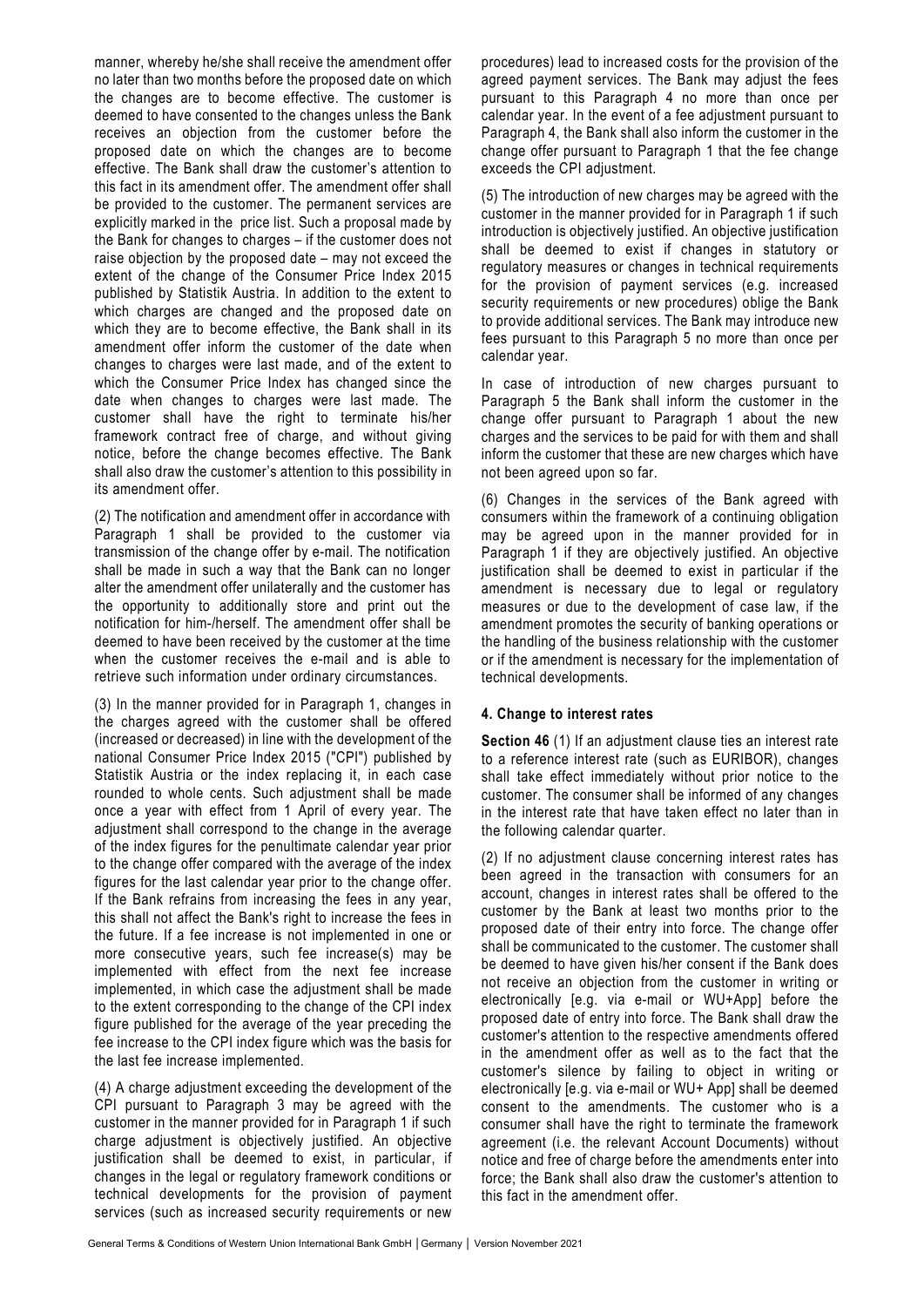manner, whereby he/she shall receive the amendment offer no later than two months before the proposed date on which the changes are to become effective. The customer is deemed to have consented to the changes unless the Bank receives an objection from the customer before the proposed date on which the changes are to become effective. The Bank shall draw the customer's attention to this fact in its amendment offer. The amendment offer shall be provided to the customer. The permanent services are explicitly marked in the price list. Such a proposal made by the Bank for changes to charges – if the customer does not raise objection by the proposed date – may not exceed the extent of the change of the Consumer Price Index 2015 published by Statistik Austria. In addition to the extent to which charges are changed and the proposed date on which they are to become effective, the Bank shall in its amendment offer inform the customer of the date when changes to charges were last made, and of the extent to which the Consumer Price Index has changed since the date when changes to charges were last made. The customer shall have the right to terminate his/her framework contract free of charge, and without giving notice, before the change becomes effective. The Bank shall also draw the customer's attention to this possibility in its amendment offer.

(2) The notification and amendment offer in accordance with Paragraph 1 shall be provided to the customer via transmission of the change offer by e-mail. The notification shall be made in such a way that the Bank can no longer alter the amendment offer unilaterally and the customer has the opportunity to additionally store and print out the notification for him-/herself. The amendment offer shall be deemed to have been received by the customer at the time when the customer receives the e-mail and is able to retrieve such information under ordinary circumstances.

(3) In the manner provided for in Paragraph 1, changes in the charges agreed with the customer shall be offered (increased or decreased) in line with the development of the national Consumer Price Index 2015 ("CPI") published by Statistik Austria or the index replacing it, in each case rounded to whole cents. Such adjustment shall be made once a year with effect from 1 April of every year. The adjustment shall correspond to the change in the average of the index figures for the penultimate calendar year prior to the change offer compared with the average of the index figures for the last calendar year prior to the change offer. If the Bank refrains from increasing the fees in any year, this shall not affect the Bank's right to increase the fees in the future. If a fee increase is not implemented in one or more consecutive years, such fee increase(s) may be implemented with effect from the next fee increase implemented, in which case the adjustment shall be made to the extent corresponding to the change of the CPI index figure published for the average of the year preceding the fee increase to the CPI index figure which was the basis for the last fee increase implemented.

(4) A charge adjustment exceeding the development of the CPI pursuant to Paragraph 3 may be agreed with the customer in the manner provided for in Paragraph 1 if such charge adjustment is objectively justified. An objective justification shall be deemed to exist, in particular, if changes in the legal or regulatory framework conditions or technical developments for the provision of payment services (such as increased security requirements or new procedures) lead to increased costs for the provision of the agreed payment services. The Bank may adjust the fees pursuant to this Paragraph 4 no more than once per calendar year. In the event of a fee adjustment pursuant to Paragraph 4, the Bank shall also inform the customer in the change offer pursuant to Paragraph 1 that the fee change exceeds the CPI adjustment.

(5) The introduction of new charges may be agreed with the customer in the manner provided for in Paragraph 1 if such introduction is objectively justified. An objective justification shall be deemed to exist if changes in statutory or regulatory measures or changes in technical requirements for the provision of payment services (e.g. increased security requirements or new procedures) oblige the Bank to provide additional services. The Bank may introduce new fees pursuant to this Paragraph 5 no more than once per calendar year.

In case of introduction of new charges pursuant to Paragraph 5 the Bank shall inform the customer in the change offer pursuant to Paragraph 1 about the new charges and the services to be paid for with them and shall inform the customer that these are new charges which have not been agreed upon so far.

(6) Changes in the services of the Bank agreed with consumers within the framework of a continuing obligation may be agreed upon in the manner provided for in Paragraph 1 if they are objectively justified. An objective justification shall be deemed to exist in particular if the amendment is necessary due to legal or regulatory measures or due to the development of case law, if the amendment promotes the security of banking operations or the handling of the business relationship with the customer or if the amendment is necessary for the implementation of technical developments.

#### 4. Change to interest rates

**Section 46** (1) If an adjustment clause ties an interest rate to a reference interest rate (such as EURIBOR), changes shall take effect immediately without prior notice to the customer. The consumer shall be informed of any changes in the interest rate that have taken effect no later than in the following calendar quarter.

(2) If no adjustment clause concerning interest rates has been agreed in the transaction with consumers for an account, changes in interest rates shall be offered to the customer by the Bank at least two months prior to the proposed date of their entry into force. The change offer shall be communicated to the customer. The customer shall be deemed to have given his/her consent if the Bank does not receive an objection from the customer in writing or electronically [e.g. via e-mail or WU+App] before the proposed date of entry into force. The Bank shall draw the customer's attention to the respective amendments offered in the amendment offer as well as to the fact that the customer's silence by failing to object in writing or electronically [e.g. via e-mail or WU+ App] shall be deemed consent to the amendments. The customer who is a consumer shall have the right to terminate the framework agreement (i.e. the relevant Account Documents) without notice and free of charge before the amendments enter into force; the Bank shall also draw the customer's attention to this fact in the amendment offer.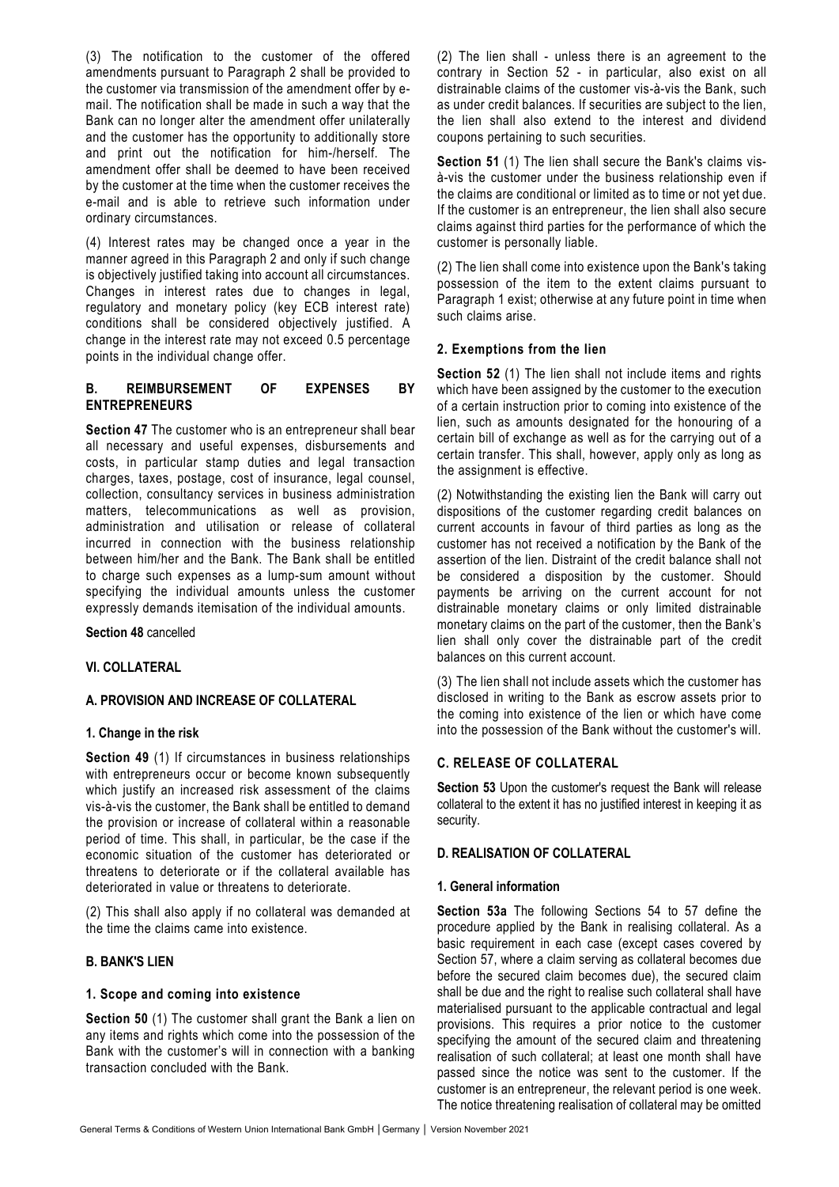(3) The notification to the customer of the offered amendments pursuant to Paragraph 2 shall be provided to the customer via transmission of the amendment offer by e-mail. The notification shall be made in such a way that the Bank can no longer alter the amendment offer unilaterally and the customer has the opportunity to additionally store and print out the notification for him-/herself. The amendment offer shall be deemed to have been received by the customer at the time when the customer receives the e-mail and is able to retrieve such information under ordinary circumstances.

(4) Interest rates may be changed once a year in the manner agreed in this Paragraph 2 and only if such change is objectively justified taking into account all circumstances. Changes in interest rates due to changes in legal, regulatory and monetary policy (key ECB interest rate) conditions shall be considered objectively justified. A change in the interest rate may not exceed 0.5 percentage points in the individual change offer.

## B. REIMBURSEMENT OF EXPENSES BY ENTREPRENEURS

**Section 47** The customer who is an entrepreneur shall bear all necessary and useful expenses, disbursements and costs, in particular stamp duties and legal transaction charges, taxes, postage, cost of insurance, legal counsel, collection, consultancy services in business administration matters, telecommunications as well as provision, administration and utilisation or release of collateral incurred in connection with the business relationship between him/her and the Bank. The Bank shall be entitled to charge such expenses as a lump-sum amount without specifying the individual amounts unless the customer expressly demands itemisation of the individual amounts.

**Section 48** cancelled

## VI. COLLATERAL

### A. PROVISION AND INCREASE OF COLLATERAL

#### 1. Change in the risk

**Section 49** (1) If circumstances in business relationships with entrepreneurs occur or become known subsequently which justify an increased risk assessment of the claims vis-à-vis the customer, the Bank shall be entitled to demand the provision or increase of collateral within a reasonable period of time. This shall, in particular, be the case if the economic situation of the customer has deteriorated or threatens to deteriorate or if the collateral available has deteriorated in value or threatens to deteriorate.

(2) This shall also apply if no collateral was demanded at the time the claims came into existence.

### B. BANK'S LIEN

#### 1. Scope and coming into existence

**Section 50** (1) The customer shall grant the Bank a lien on any items and rights which come into the possession of the Bank with the customer's will in connection with a banking transaction concluded with the Bank.

(2) The lien shall - unless there is an agreement to the contrary in Section 52 - in particular, also exist on all distrainable claims of the customer vis-à-vis the Bank, such as under credit balances. If securities are subject to the lien, the lien shall also extend to the interest and dividend coupons pertaining to such securities.

**Section 51** (1) The lien shall secure the Bank's claims vis-à-vis the customer under the business relationship even if the claims are conditional or limited as to time or not yet due. If the customer is an entrepreneur, the lien shall also secure claims against third parties for the performance of which the customer is personally liable.

(2) The lien shall come into existence upon the Bank's taking possession of the item to the extent claims pursuant to Paragraph 1 exist; otherwise at any future point in time when such claims arise.

#### 2. Exemptions from the lien

**Section 52** (1) The lien shall not include items and rights which have been assigned by the customer to the execution of a certain instruction prior to coming into existence of the lien, such as amounts designated for the honouring of a certain bill of exchange as well as for the carrying out of a certain transfer. This shall, however, apply only as long as the assignment is effective.

(2) Notwithstanding the existing lien the Bank will carry out dispositions of the customer regarding credit balances on current accounts in favour of third parties as long as the customer has not received a notification by the Bank of the assertion of the lien. Distraint of the credit balance shall not be considered a disposition by the customer. Should payments be arriving on the current account for not distrainable monetary claims or only limited distrainable monetary claims on the part of the customer, then the Bank's lien shall only cover the distrainable part of the credit balances on this current account.

(3) The lien shall not include assets which the customer has disclosed in writing to the Bank as escrow assets prior to the coming into existence of the lien or which have come into the possession of the Bank without the customer's will.

### C. RELEASE OF COLLATERAL

**Section 53** Upon the customer's request the Bank will release collateral to the extent it has no justified interest in keeping it as security.

### D. REALISATION OF COLLATERAL

#### 1. General information

**Section 53a** The following Sections 54 to 57 define the procedure applied by the Bank in realising collateral. As a basic requirement in each case (except cases covered by Section 57, where a claim serving as collateral becomes due before the secured claim becomes due), the secured claim shall be due and the right to realise such collateral shall have materialised pursuant to the applicable contractual and legal provisions. This requires a prior notice to the customer specifying the amount of the secured claim and threatening realisation of such collateral; at least one month shall have passed since the notice was sent to the customer. If the customer is an entrepreneur, the relevant period is one week. The notice threatening realisation of collateral may be omitted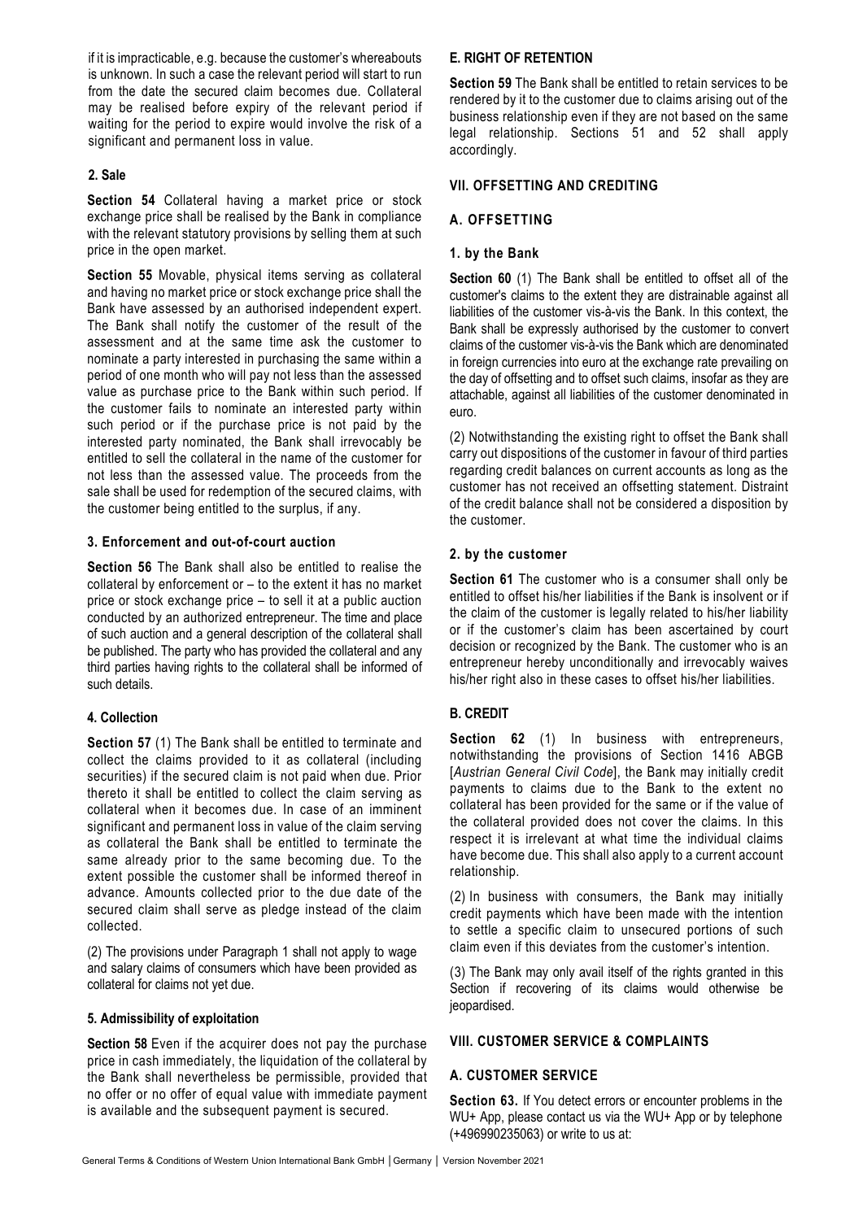if it is impracticable, e.g. because the customer's whereabouts is unknown. In such a case the relevant period will start to run from the date the secured claim becomes due. Collateral may be realised before expiry of the relevant period if waiting for the period to expire would involve the risk of a significant and permanent loss in value.

#### 2. Sale

**Section 54** Collateral having a market price or stock exchange price shall be realised by the Bank in compliance with the relevant statutory provisions by selling them at such price in the open market.

**Section 55** Movable, physical items serving as collateral and having no market price or stock exchange price shall the Bank have assessed by an authorised independent expert. The Bank shall notify the customer of the result of the assessment and at the same time ask the customer to nominate a party interested in purchasing the same within a period of one month who will pay not less than the assessed value as purchase price to the Bank within such period. If the customer fails to nominate an interested party within such period or if the purchase price is not paid by the interested party nominated, the Bank shall irrevocably be entitled to sell the collateral in the name of the customer for not less than the assessed value. The proceeds from the sale shall be used for redemption of the secured claims, with the customer being entitled to the surplus, if any.

#### 3. Enforcement and out-of-court auction

**Section 56** The Bank shall also be entitled to realise the collateral by enforcement or – to the extent it has no market price or stock exchange price – to sell it at a public auction conducted by an authorized entrepreneur. The time and place of such auction and a general description of the collateral shall be published. The party who has provided the collateral and any third parties having rights to the collateral shall be informed of such details.

#### 4. Collection

**Section 57** (1) The Bank shall be entitled to terminate and collect the claims provided to it as collateral (including securities) if the secured claim is not paid when due. Prior thereto it shall be entitled to collect the claim serving as collateral when it becomes due. In case of an imminent significant and permanent loss in value of the claim serving as collateral the Bank shall be entitled to terminate the same already prior to the same becoming due. To the extent possible the customer shall be informed thereof in advance. Amounts collected prior to the due date of the secured claim shall serve as pledge instead of the claim collected.

(2) The provisions under Paragraph 1 shall not apply to wage and salary claims of consumers which have been provided as collateral for claims not yet due.

#### 5. Admissibility of exploitation

**Section 58** Even if the acquirer does not pay the purchase price in cash immediately, the liquidation of the collateral by the Bank shall nevertheless be permissible, provided that no offer or no offer of equal value with immediate payment is available and the subsequent payment is secured.

### E. RIGHT OF RETENTION

**Section 59** The Bank shall be entitled to retain services to be rendered by it to the customer due to claims arising out of the business relationship even if they are not based on the same legal relationship. Sections 51 and 52 shall apply accordingly.

## VII. OFFSETTING AND CREDITING

### A. OFFSETTING

#### 1. by the Bank

**Section 60** (1) The Bank shall be entitled to offset all of the customer's claims to the extent they are distrainable against all liabilities of the customer vis-à-vis the Bank. In this context, the Bank shall be expressly authorised by the customer to convert claims of the customer vis-à-vis the Bank which are denominated in foreign currencies into euro at the exchange rate prevailing on the day of offsetting and to offset such claims, insofar as they are attachable, against all liabilities of the customer denominated in euro.

(2) Notwithstanding the existing right to offset the Bank shall carry out dispositions of the customer in favour of third parties regarding credit balances on current accounts as long as the customer has not received an offsetting statement. Distraint of the credit balance shall not be considered a disposition by the customer.

#### 2. by the customer

**Section 61** The customer who is a consumer shall only be entitled to offset his/her liabilities if the Bank is insolvent or if the claim of the customer is legally related to his/her liability or if the customer's claim has been ascertained by court decision or recognized by the Bank. The customer who is an entrepreneur hereby unconditionally and irrevocably waives his/her right also in these cases to offset his/her liabilities.

### B. CREDIT

**Section 62** (1) In business with entrepreneurs, notwithstanding the provisions of Section 1416 ABGB [*Austrian General Civil Code*], the Bank may initially credit payments to claims due to the Bank to the extent no collateral has been provided for the same or if the value of the collateral provided does not cover the claims. In this respect it is irrelevant at what time the individual claims have become due. This shall also apply to a current account relationship.

(2) In business with consumers, the Bank may initially credit payments which have been made with the intention to settle a specific claim to unsecured portions of such claim even if this deviates from the customer's intention.

(3) The Bank may only avail itself of the rights granted in this Section if recovering of its claims would otherwise be jeopardised.

## VIII. CUSTOMER SERVICE & COMPLAINTS

### A. CUSTOMER SERVICE

**Section 63.** If You detect errors or encounter problems in the WU+ App, please contact us via the WU+ App or by telephone (+496990235063) or write to us at: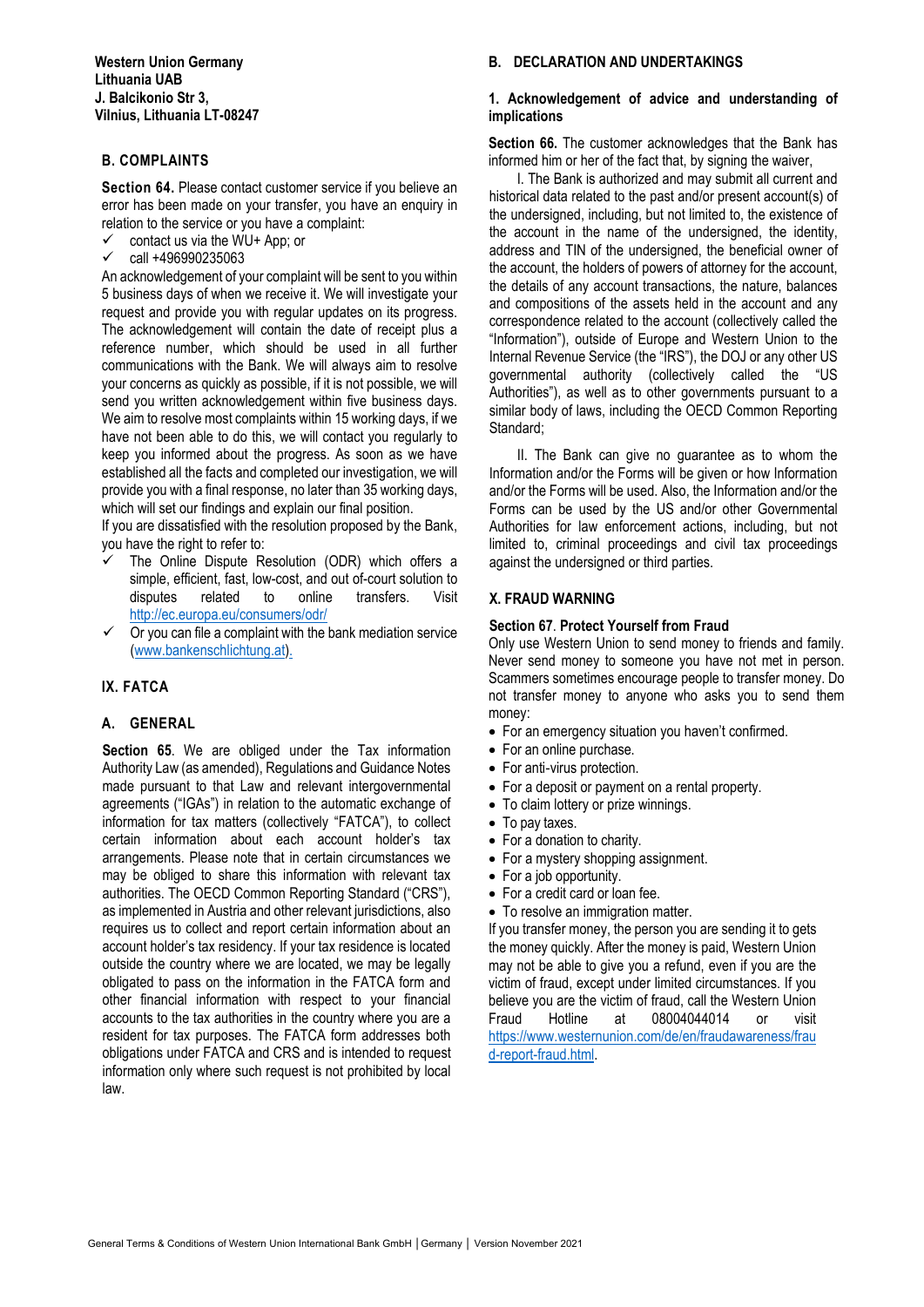**Western Union Germany**
**Lithuania UAB**
**J. Balcikonio Str 3,**
**Vilnius, Lithuania LT-08247**

## B. COMPLAINTS

**Section 64.** Please contact customer service if you believe an error has been made on your transfer, you have an enquiry in relation to the service or you have a complaint:

- ✓ contact us via the WU+ App; or
- ✓ call +496990235063

An acknowledgement of your complaint will be sent to you within 5 business days of when we receive it. We will investigate your request and provide you with regular updates on its progress. The acknowledgement will contain the date of receipt plus a reference number, which should be used in all further communications with the Bank. We will always aim to resolve your concerns as quickly as possible, if it is not possible, we will send you written acknowledgement within five business days. We aim to resolve most complaints within 15 working days, if we have not been able to do this, we will contact you regularly to keep you informed about the progress. As soon as we have established all the facts and completed our investigation, we will provide you with a final response, no later than 35 working days, which will set our findings and explain our final position.

If you are dissatisfied with the resolution proposed by the Bank, you have the right to refer to:

- ✓ The Online Dispute Resolution (ODR) which offers a simple, efficient, fast, low-cost, and out of-court solution to disputes related to online transfers. Visit http://ec.europa.eu/consumers/odr/
- ✓ Or you can file a complaint with the bank mediation service (www.bankenschlichtung.at).

## IX. FATCA

### A. GENERAL

**Section 65**. We are obliged under the Tax information Authority Law (as amended), Regulations and Guidance Notes made pursuant to that Law and relevant intergovernmental agreements ("IGAs") in relation to the automatic exchange of information for tax matters (collectively "FATCA"), to collect certain information about each account holder's tax arrangements. Please note that in certain circumstances we may be obliged to share this information with relevant tax authorities. The OECD Common Reporting Standard ("CRS"), as implemented in Austria and other relevant jurisdictions, also requires us to collect and report certain information about an account holder's tax residency. If your tax residence is located outside the country where we are located, we may be legally obligated to pass on the information in the FATCA form and other financial information with respect to your financial accounts to the tax authorities in the country where you are a resident for tax purposes. The FATCA form addresses both obligations under FATCA and CRS and is intended to request information only where such request is not prohibited by local law.

### B. DECLARATION AND UNDERTAKINGS

#### 1. Acknowledgement of advice and understanding of implications

**Section 66.** The customer acknowledges that the Bank has informed him or her of the fact that, by signing the waiver,

I. The Bank is authorized and may submit all current and historical data related to the past and/or present account(s) of the undersigned, including, but not limited to, the existence of the account in the name of the undersigned, the identity, address and TIN of the undersigned, the beneficial owner of the account, the holders of powers of attorney for the account, the details of any account transactions, the nature, balances and compositions of the assets held in the account and any correspondence related to the account (collectively called the "Information"), outside of Europe and Western Union to the Internal Revenue Service (the "IRS"), the DOJ or any other US governmental authority (collectively called the "US Authorities"), as well as to other governments pursuant to a similar body of laws, including the OECD Common Reporting Standard;

II. The Bank can give no guarantee as to whom the Information and/or the Forms will be given or how Information and/or the Forms will be used. Also, the Information and/or the Forms can be used by the US and/or other Governmental Authorities for law enforcement actions, including, but not limited to, criminal proceedings and civil tax proceedings against the undersigned or third parties.

## X. FRAUD WARNING

**Section 67**. **Protect Yourself from Fraud**

Only use Western Union to send money to friends and family. Never send money to someone you have not met in person. Scammers sometimes encourage people to transfer money. Do not transfer money to anyone who asks you to send them money:

- For an emergency situation you haven't confirmed.
- For an online purchase.
- For anti-virus protection.
- For a deposit or payment on a rental property.
- To claim lottery or prize winnings.
- To pay taxes.
- For a donation to charity.
- For a mystery shopping assignment.
- For a job opportunity.
- For a credit card or loan fee.
- To resolve an immigration matter.

If you transfer money, the person you are sending it to gets the money quickly. After the money is paid, Western Union may not be able to give you a refund, even if you are the victim of fraud, except under limited circumstances. If you believe you are the victim of fraud, call the Western Union Fraud Hotline at 08004044014 or visit https://www.westernunion.com/de/en/fraudawareness/fraud-report-fraud.html.